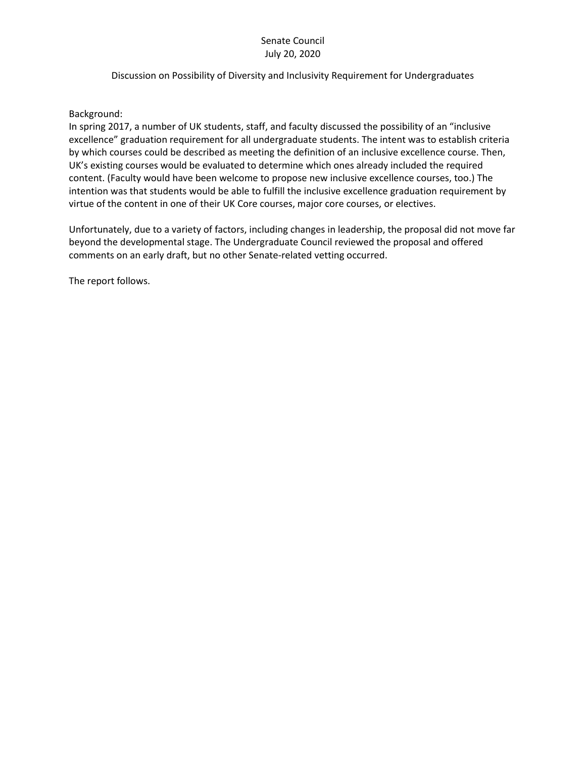Senate Council

July 20, 2020

Discussion on Possibility of Diversity and Inclusivity Requirement for Undergraduates

Background:

In spring 2017, a number of UK students, staff, and faculty discussed the possibility of an "inclusive excellence" graduation requirement for all undergraduate students. The intent was to establish criteria by which courses could be described as meeting the definition of an inclusive excellence course. Then, UK's existing courses would be evaluated to determine which ones already included the required content. (Faculty would have been welcome to propose new inclusive excellence courses, too.) The intention was that students would be able to fulfill the inclusive excellence graduation requirement by virtue of the content in one of their UK Core courses, major core courses, or electives.

Unfortunately, due to a variety of factors, including changes in leadership, the proposal did not move far beyond the developmental stage. The Undergraduate Council reviewed the proposal and offered comments on an early draft, but no other Senate-related vetting occurred.

The report follows.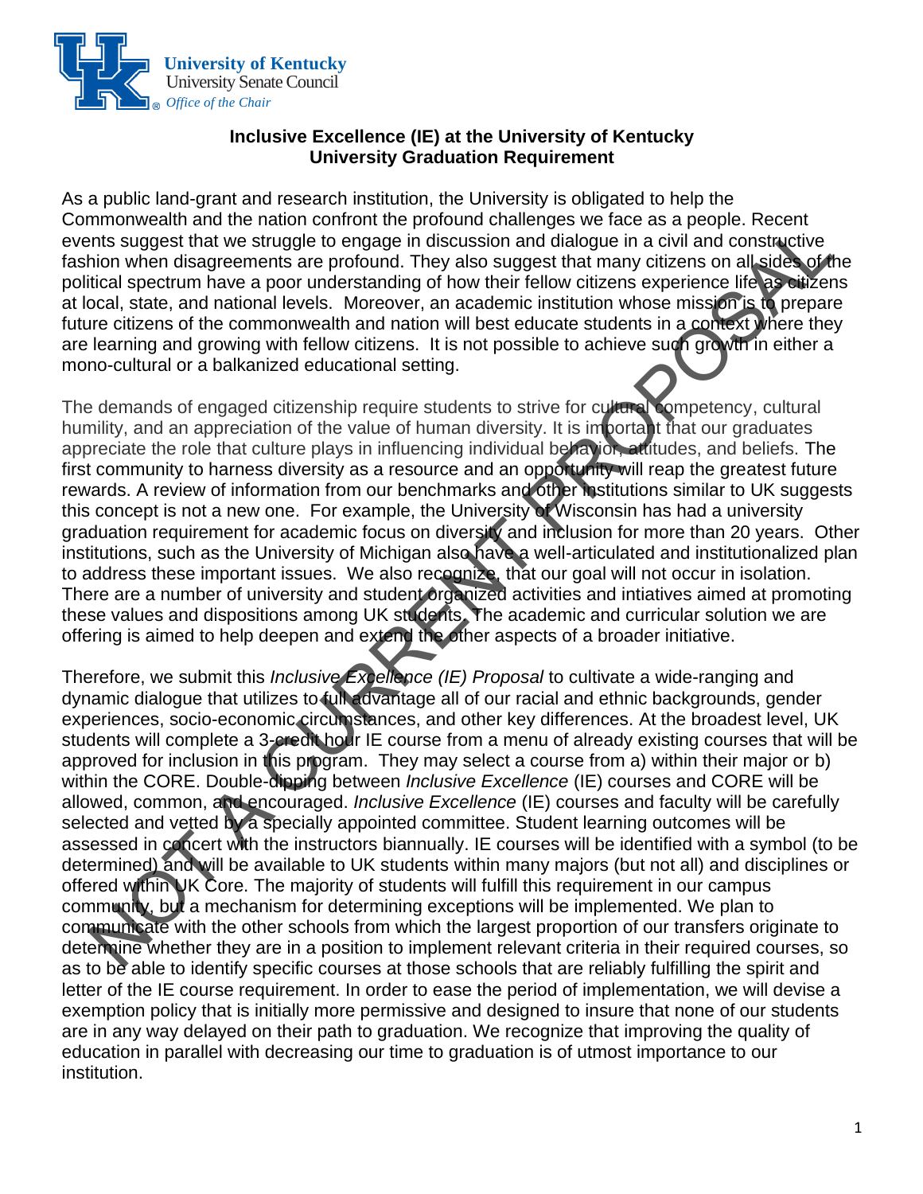University of Kentucky
University Senate Council
*Office of the Chair*

**Inclusive Excellence (IE) at the University of Kentucky**
**University Graduation Requirement**

As a public land-grant and research institution, the University is obligated to help the Commonwealth and the nation confront the profound challenges we face as a people. Recent events suggest that we struggle to engage in discussion and dialogue in a civil and constructive fashion when disagreements are profound. They also suggest that many citizens on all sides of the political spectrum have a poor understanding of how their fellow citizens experience life as citizens at local, state, and national levels. Moreover, an academic institution whose mission is to prepare future citizens of the commonwealth and nation will best educate students in a context where they are learning and growing with fellow citizens. It is not possible to achieve such growth in either a mono-cultural or a balkanized educational setting.

The demands of engaged citizenship require students to strive for cultural competency, cultural humility, and an appreciation of the value of human diversity. It is important that our graduates appreciate the role that culture plays in influencing individual behavior, attitudes, and beliefs. The first community to harness diversity as a resource and an opportunity will reap the greatest future rewards. A review of information from our benchmarks and other institutions similar to UK suggests this concept is not a new one. For example, the University of Wisconsin has had a university graduation requirement for academic focus on diversity and inclusion for more than 20 years. Other institutions, such as the University of Michigan also have a well-articulated and institutionalized plan to address these important issues. We also recognize, that our goal will not occur in isolation. There are a number of university and student organized activities and intiatives aimed at promoting these values and dispositions among UK students. The academic and curricular solution we are offering is aimed to help deepen and extend the other aspects of a broader initiative.

Therefore, we submit this *Inclusive Excellence (IE) Proposal* to cultivate a wide-ranging and dynamic dialogue that utilizes to full advantage all of our racial and ethnic backgrounds, gender experiences, socio-economic circumstances, and other key differences. At the broadest level, UK students will complete a 3-credit hour IE course from a menu of already existing courses that will be approved for inclusion in this program. They may select a course from a) within their major or b) within the CORE. Double-dipping between *Inclusive Excellence* (IE) courses and CORE will be allowed, common, and encouraged. *Inclusive Excellence* (IE) courses and faculty will be carefully selected and vetted by a specially appointed committee. Student learning outcomes will be assessed in concert with the instructors biannually. IE courses will be identified with a symbol (to be determined) and will be available to UK students within many majors (but not all) and disciplines or offered within UK Core. The majority of students will fulfill this requirement in our campus community, but a mechanism for determining exceptions will be implemented. We plan to communicate with the other schools from which the largest proportion of our transfers originate to determine whether they are in a position to implement relevant criteria in their required courses, so as to be able to identify specific courses at those schools that are reliably fulfilling the spirit and letter of the IE course requirement. In order to ease the period of implementation, we will devise a exemption policy that is initially more permissive and designed to insure that none of our students are in any way delayed on their path to graduation. We recognize that improving the quality of education in parallel with decreasing our time to graduation is of utmost importance to our institution.

NOT A CURRENT PROPOSAL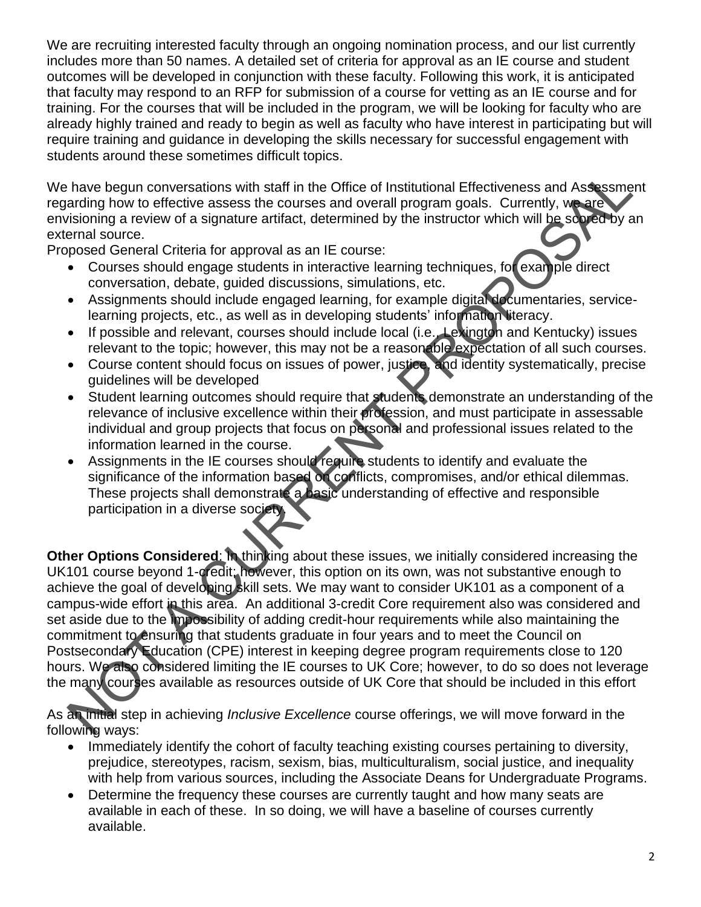We are recruiting interested faculty through an ongoing nomination process, and our list currently includes more than 50 names. A detailed set of criteria for approval as an IE course and student outcomes will be developed in conjunction with these faculty. Following this work, it is anticipated that faculty may respond to an RFP for submission of a course for vetting as an IE course and for training. For the courses that will be included in the program, we will be looking for faculty who are already highly trained and ready to begin as well as faculty who have interest in participating but will require training and guidance in developing the skills necessary for successful engagement with students around these sometimes difficult topics.

We have begun conversations with staff in the Office of Institutional Effectiveness and Assessment regarding how to effective assess the courses and overall program goals. Currently, we are envisioning a review of a signature artifact, determined by the instructor which will be scored by an external source.

Proposed General Criteria for approval as an IE course:

- Courses should engage students in interactive learning techniques, for example direct conversation, debate, guided discussions, simulations, etc.
- Assignments should include engaged learning, for example digital documentaries, service-learning projects, etc., as well as in developing students' information literacy.
- If possible and relevant, courses should include local (i.e., Lexington and Kentucky) issues relevant to the topic; however, this may not be a reasonable expectation of all such courses.
- Course content should focus on issues of power, justice, and identity systematically, precise guidelines will be developed
- Student learning outcomes should require that students demonstrate an understanding of the relevance of inclusive excellence within their profession, and must participate in assessable individual and group projects that focus on personal and professional issues related to the information learned in the course.
- Assignments in the IE courses should require students to identify and evaluate the significance of the information based on conflicts, compromises, and/or ethical dilemmas. These projects shall demonstrate a basic understanding of effective and responsible participation in a diverse society.

**Other Options Considered**: In thinking about these issues, we initially considered increasing the UK101 course beyond 1-credit; however, this option on its own, was not substantive enough to achieve the goal of developing skill sets. We may want to consider UK101 as a component of a campus-wide effort in this area. An additional 3-credit Core requirement also was considered and set aside due to the impossibility of adding credit-hour requirements while also maintaining the commitment to ensuring that students graduate in four years and to meet the Council on Postsecondary Education (CPE) interest in keeping degree program requirements close to 120 hours. We also considered limiting the IE courses to UK Core; however, to do so does not leverage the many courses available as resources outside of UK Core that should be included in this effort

As an initial step in achieving *Inclusive Excellence* course offerings, we will move forward in the following ways:

- Immediately identify the cohort of faculty teaching existing courses pertaining to diversity, prejudice, stereotypes, racism, sexism, bias, multiculturalism, social justice, and inequality with help from various sources, including the Associate Deans for Undergraduate Programs.
- Determine the frequency these courses are currently taught and how many seats are available in each of these. In so doing, we will have a baseline of courses currently available.

NOT A CURRENT PROPOSAL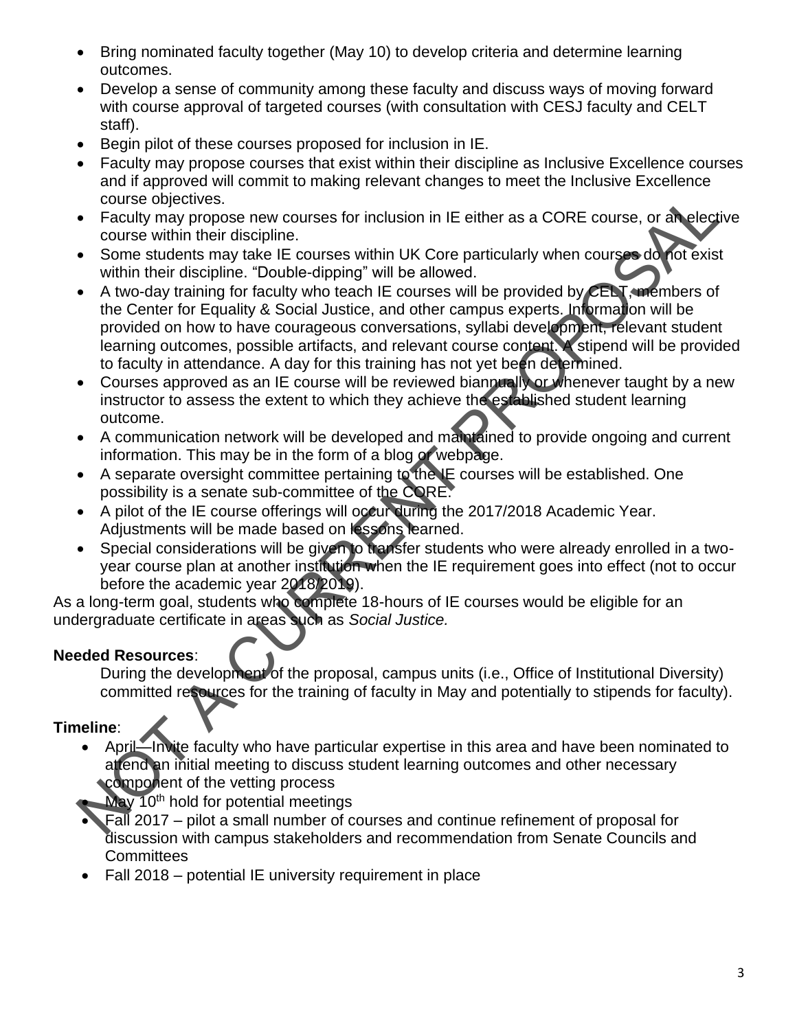- Bring nominated faculty together (May 10) to develop criteria and determine learning outcomes.
- Develop a sense of community among these faculty and discuss ways of moving forward with course approval of targeted courses (with consultation with CESJ faculty and CELT staff).
- Begin pilot of these courses proposed for inclusion in IE.
- Faculty may propose courses that exist within their discipline as Inclusive Excellence courses and if approved will commit to making relevant changes to meet the Inclusive Excellence course objectives.
- Faculty may propose new courses for inclusion in IE either as a CORE course, or an elective course within their discipline.
- Some students may take IE courses within UK Core particularly when courses do not exist within their discipline. "Double-dipping" will be allowed.
- A two-day training for faculty who teach IE courses will be provided by CELT, members of the Center for Equality & Social Justice, and other campus experts. Information will be provided on how to have courageous conversations, syllabi development, relevant student learning outcomes, possible artifacts, and relevant course content. A stipend will be provided to faculty in attendance. A day for this training has not yet been determined.
- Courses approved as an IE course will be reviewed biannually or whenever taught by a new instructor to assess the extent to which they achieve the established student learning outcome.
- A communication network will be developed and maintained to provide ongoing and current information. This may be in the form of a blog or webpage.
- A separate oversight committee pertaining to the IE courses will be established. One possibility is a senate sub-committee of the CORE.
- A pilot of the IE course offerings will occur during the 2017/2018 Academic Year. Adjustments will be made based on lessons learned.
- Special considerations will be given to transfer students who were already enrolled in a two-year course plan at another institution when the IE requirement goes into effect (not to occur before the academic year 2018/2019).

As a long-term goal, students who complete 18-hours of IE courses would be eligible for an undergraduate certificate in areas such as *Social Justice.*

**Needed Resources**:

During the development of the proposal, campus units (i.e., Office of Institutional Diversity) committed resources for the training of faculty in May and potentially to stipends for faculty).

**Timeline**:

- April—Invite faculty who have particular expertise in this area and have been nominated to attend an initial meeting to discuss student learning outcomes and other necessary component of the vetting process
- May 10th hold for potential meetings
- Fall 2017 – pilot a small number of courses and continue refinement of proposal for discussion with campus stakeholders and recommendation from Senate Councils and Committees
- Fall 2018 – potential IE university requirement in place